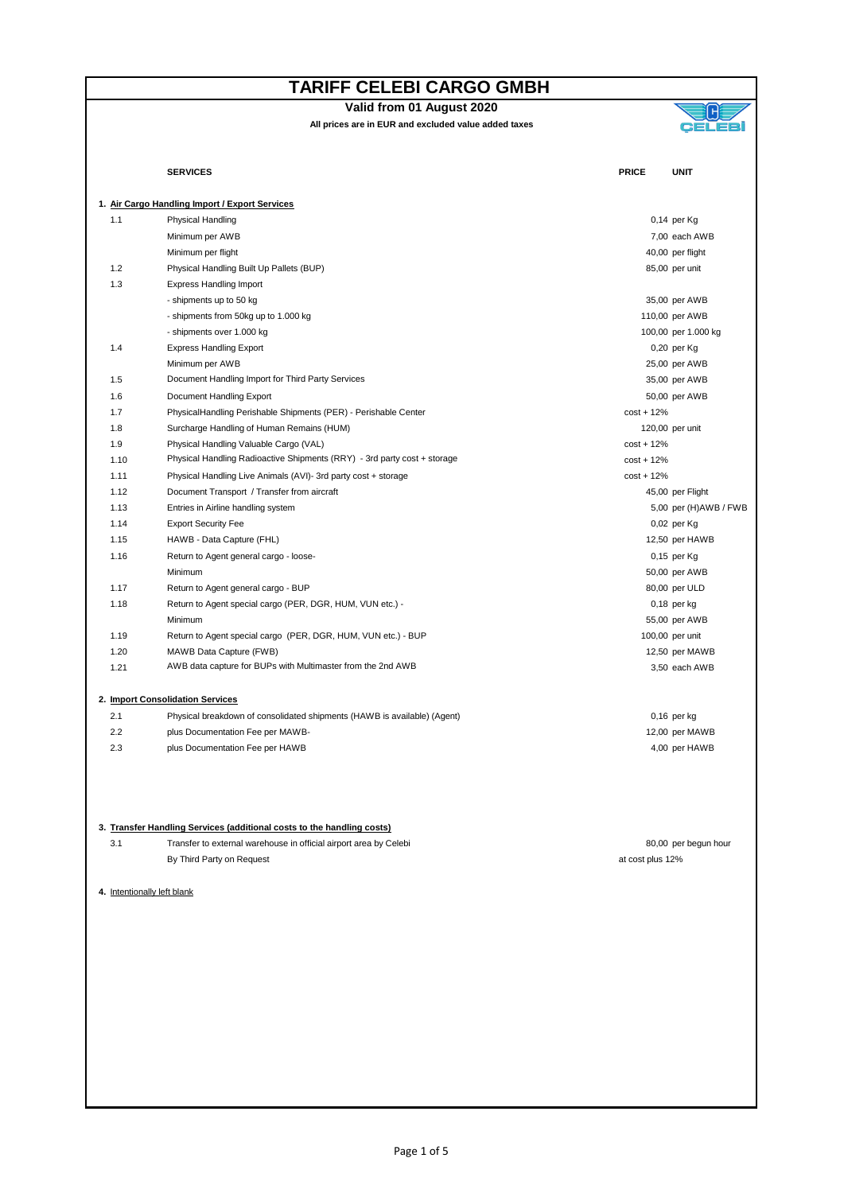# TARIFF CELEBI CARGO GMBH

**Valid from 01 August 2020**

**All prices are in EUR and excluded value added taxes**

| | SERVICES | PRICE | UNIT |
|---|---|---|---|
| **1.** | **Air Cargo Handling Import / Export Services** | | |
| 1.1 | Physical Handling | 0,14 | per Kg |
| | Minimum per AWB | 7,00 | each AWB |
| | Minimum per flight | 40,00 | per flight |
| 1.2 | Physical Handling Built Up Pallets (BUP) | 85,00 | per unit |
| 1.3 | Express Handling Import | | |
| | - shipments up to 50 kg | 35,00 | per AWB |
| | - shipments from 50kg up to 1.000 kg | 110,00 | per AWB |
| | - shipments over 1.000 kg | 100,00 | per 1.000 kg |
| 1.4 | Express Handling Export | 0,20 | per Kg |
| | Minimum per AWB | 25,00 | per AWB |
| 1.5 | Document Handling Import for Third Party Services | 35,00 | per AWB |
| 1.6 | Document Handling Export | 50,00 | per AWB |
| 1.7 | PhysicalHandling Perishable Shipments (PER) - Perishable Center | cost + 12% | |
| 1.8 | Surcharge Handling of Human Remains (HUM) | 120,00 | per unit |
| 1.9 | Physical Handling Valuable Cargo (VAL) | cost + 12% | |
| 1.10 | Physical Handling Radioactive Shipments (RRY) - 3rd party cost + storage | cost + 12% | |
| 1.11 | Physical Handling Live Animals (AVI)- 3rd party cost + storage | cost + 12% | |
| 1.12 | Document Transport / Transfer from aircraft | 45,00 | per Flight |
| 1.13 | Entries in Airline handling system | 5,00 | per (H)AWB / FWB |
| 1.14 | Export Security Fee | 0,02 | per Kg |
| 1.15 | HAWB - Data Capture (FHL) | 12,50 | per HAWB |
| 1.16 | Return to Agent general cargo - loose- | 0,15 | per Kg |
| | Minimum | 50,00 | per AWB |
| 1.17 | Return to Agent general cargo - BUP | 80,00 | per ULD |
| 1.18 | Return to Agent special cargo (PER, DGR, HUM, VUN etc.) - | 0,18 | per kg |
| | Minimum | 55,00 | per AWB |
| 1.19 | Return to Agent special cargo (PER, DGR, HUM, VUN etc.) - BUP | 100,00 | per unit |
| 1.20 | MAWB Data Capture (FWB) | 12,50 | per MAWB |
| 1.21 | AWB data capture for BUPs with Multimaster from the 2nd AWB | 3,50 | each AWB |
| **2.** | **Import Consolidation Services** | | |
| 2.1 | Physical breakdown of consolidated shipments (HAWB is available) (Agent) | 0,16 | per kg |
| 2.2 | plus Documentation Fee per MAWB- | 12,00 | per MAWB |
| 2.3 | plus Documentation Fee per HAWB | 4,00 | per HAWB |
| **3.** | **Transfer Handling Services (additional costs to the handling costs)** | | |
| 3.1 | Transfer to external warehouse in official airport area by Celebi | 80,00 | per begun hour |
| | By Third Party on Request | at cost plus 12% | |

**4.** Intentionally left blank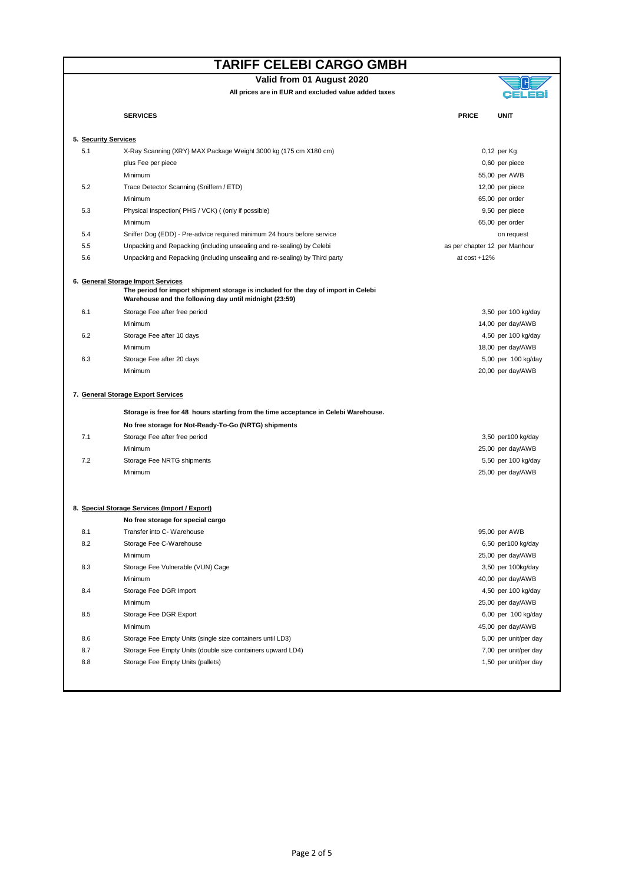# TARIFF CELEBI CARGO GMBH

**Valid from 01 August 2020**

**All prices are in EUR and excluded value added taxes**

| | **SERVICES** | **PRICE** | **UNIT** |
|---|---|---|---|
| **5.** | **Security Services** | | |
| 5.1 | X-Ray Scanning (XRY) MAX Package Weight 3000 kg (175 cm X180 cm) | 0,12 | per Kg |
| | plus Fee per piece | 0,60 | per piece |
| | Minimum | 55,00 | per AWB |
| 5.2 | Trace Detector Scanning (Sniffern / ETD) | 12,00 | per piece |
| | Minimum | 65,00 | per order |
| 5.3 | Physical Inspection( PHS / VCK) ( (only if possible) | 9,50 | per piece |
| | Minimum | 65,00 | per order |
| 5.4 | Sniffer Dog (EDD) - Pre-advice required minimum 24 hours before service | | on request |
| 5.5 | Unpacking and Repacking (including unsealing and re-sealing) by Celebi | as per chapter 12 | per Manhour |
| 5.6 | Unpacking and Repacking (including unsealing and re-sealing) by Third party | at cost +12% | |
| **6.** | **General Storage Import Services** | | |
| | **The period for import shipment storage is included for the day of import in Celebi Warehouse and the following day until midnight (23:59)** | | |
| 6.1 | Storage Fee after free period | 3,50 | per 100 kg/day |
| | Minimum | 14,00 | per day/AWB |
| 6.2 | Storage Fee after 10 days | 4,50 | per 100 kg/day |
| | Minimum | 18,00 | per day/AWB |
| 6.3 | Storage Fee after 20 days | 5,00 | per 100 kg/day |
| | Minimum | 20,00 | per day/AWB |
| **7.** | **General Storage Export Services** | | |
| | **Storage is free for 48 hours starting from the time acceptance in Celebi Warehouse.** | | |
| | **No free storage for Not-Ready-To-Go (NRTG) shipments** | | |
| 7.1 | Storage Fee after free period | 3,50 | per100 kg/day |
| | Minimum | 25,00 | per day/AWB |
| 7.2 | Storage Fee NRTG shipments | 5,50 | per 100 kg/day |
| | Minimum | 25,00 | per day/AWB |
| **8.** | **Special Storage Services (Import / Export)** | | |
| | **No free storage for special cargo** | | |
| 8.1 | Transfer into C- Warehouse | 95,00 | per AWB |
| 8.2 | Storage Fee C-Warehouse | 6,50 | per100 kg/day |
| | Minimum | 25,00 | per day/AWB |
| 8.3 | Storage Fee Vulnerable (VUN) Cage | 3,50 | per 100kg/day |
| | Minimum | 40,00 | per day/AWB |
| 8.4 | Storage Fee DGR Import | 4,50 | per 100 kg/day |
| | Minimum | 25,00 | per day/AWB |
| 8.5 | Storage Fee DGR Export | 6,00 | per 100 kg/day |
| | Minimum | 45,00 | per day/AWB |
| 8.6 | Storage Fee Empty Units (single size containers until LD3) | 5,00 | per unit/per day |
| 8.7 | Storage Fee Empty Units (double size containers upward LD4) | 7,00 | per unit/per day |
| 8.8 | Storage Fee Empty Units (pallets) | 1,50 | per unit/per day |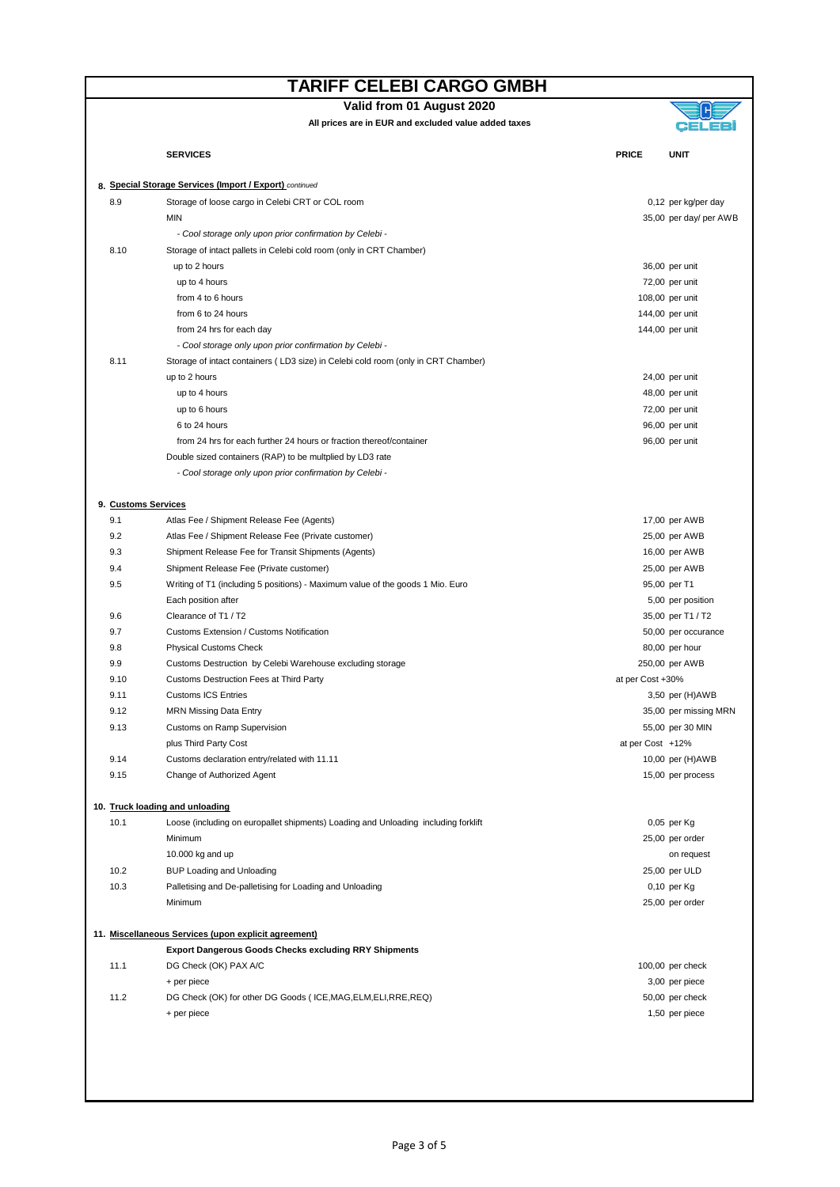# TARIFF CELEBI CARGO GMBH

**Valid from 01 August 2020**

**All prices are in EUR and excluded value added taxes**

| | SERVICES | PRICE | UNIT |
|---|---|---|---|
| **8.** | **Special Storage Services (Import / Export)** *continued* | | |
| 8.9 | Storage of loose cargo in Celebi CRT or COL room | 0,12 | per kg/per day |
| | MIN | 35,00 | per day/ per AWB |
| | *- Cool storage only upon prior confirmation by Celebi -* | | |
| 8.10 | Storage of intact pallets in Celebi cold room (only in CRT Chamber) | | |
| | up to 2 hours | 36,00 | per unit |
| | up to 4 hours | 72,00 | per unit |
| | from 4 to 6 hours | 108,00 | per unit |
| | from 6 to 24 hours | 144,00 | per unit |
| | from 24 hrs for each day | 144,00 | per unit |
| | *- Cool storage only upon prior confirmation by Celebi -* | | |
| 8.11 | Storage of intact containers ( LD3 size) in Celebi cold room (only in CRT Chamber) | | |
| | up to 2 hours | 24,00 | per unit |
| | up to 4 hours | 48,00 | per unit |
| | up to 6 hours | 72,00 | per unit |
| | 6 to 24 hours | 96,00 | per unit |
| | from 24 hrs for each further 24 hours or fraction thereof/container | 96,00 | per unit |
| | Double sized containers (RAP) to be multplied by LD3 rate | | |
| | *- Cool storage only upon prior confirmation by Celebi -* | | |
| **9.** | **Customs Services** | | |
| 9.1 | Atlas Fee / Shipment Release Fee (Agents) | 17,00 | per AWB |
| 9.2 | Atlas Fee / Shipment Release Fee (Private customer) | 25,00 | per AWB |
| 9.3 | Shipment Release Fee for Transit Shipments (Agents) | 16,00 | per AWB |
| 9.4 | Shipment Release Fee (Private customer) | 25,00 | per AWB |
| 9.5 | Writing of T1 (including 5 positions) - Maximum value of the goods 1 Mio. Euro | 95,00 | per T1 |
| | Each position after | 5,00 | per position |
| 9.6 | Clearance of T1 / T2 | 35,00 | per T1 / T2 |
| 9.7 | Customs Extension / Customs Notification | 50,00 | per occurance |
| 9.8 | Physical Customs Check | 80,00 | per hour |
| 9.9 | Customs Destruction by Celebi Warehouse excluding storage | 250,00 | per AWB |
| 9.10 | Customs Destruction Fees at Third Party | at per Cost +30% | |
| 9.11 | Customs ICS Entries | 3,50 | per (H)AWB |
| 9.12 | MRN Missing Data Entry | 35,00 | per missing MRN |
| 9.13 | Customs on Ramp Supervision | 55,00 | per 30 MIN |
| | plus Third Party Cost | at per Cost +12% | |
| 9.14 | Customs declaration entry/related with 11.11 | 10,00 | per (H)AWB |
| 9.15 | Change of Authorized Agent | 15,00 | per process |
| **10.** | **Truck loading and unloading** | | |
| 10.1 | Loose (including on europallet shipments) Loading and Unloading including forklift | 0,05 | per Kg |
| | Minimum | 25,00 | per order |
| | 10.000 kg and up | | on request |
| 10.2 | BUP Loading and Unloading | 25,00 | per ULD |
| 10.3 | Palletising and De-palletising for Loading and Unloading | 0,10 | per Kg |
| | Minimum | 25,00 | per order |
| **11.** | **Miscellaneous Services (upon explicit agreement)** | | |
| | **Export Dangerous Goods Checks excluding RRY Shipments** | | |
| 11.1 | DG Check (OK) PAX A/C | 100,00 | per check |
| | + per piece | 3,00 | per piece |
| 11.2 | DG Check (OK) for other DG Goods ( ICE,MAG,ELM,ELI,RRE,REQ) | 50,00 | per check |
| | + per piece | 1,50 | per piece |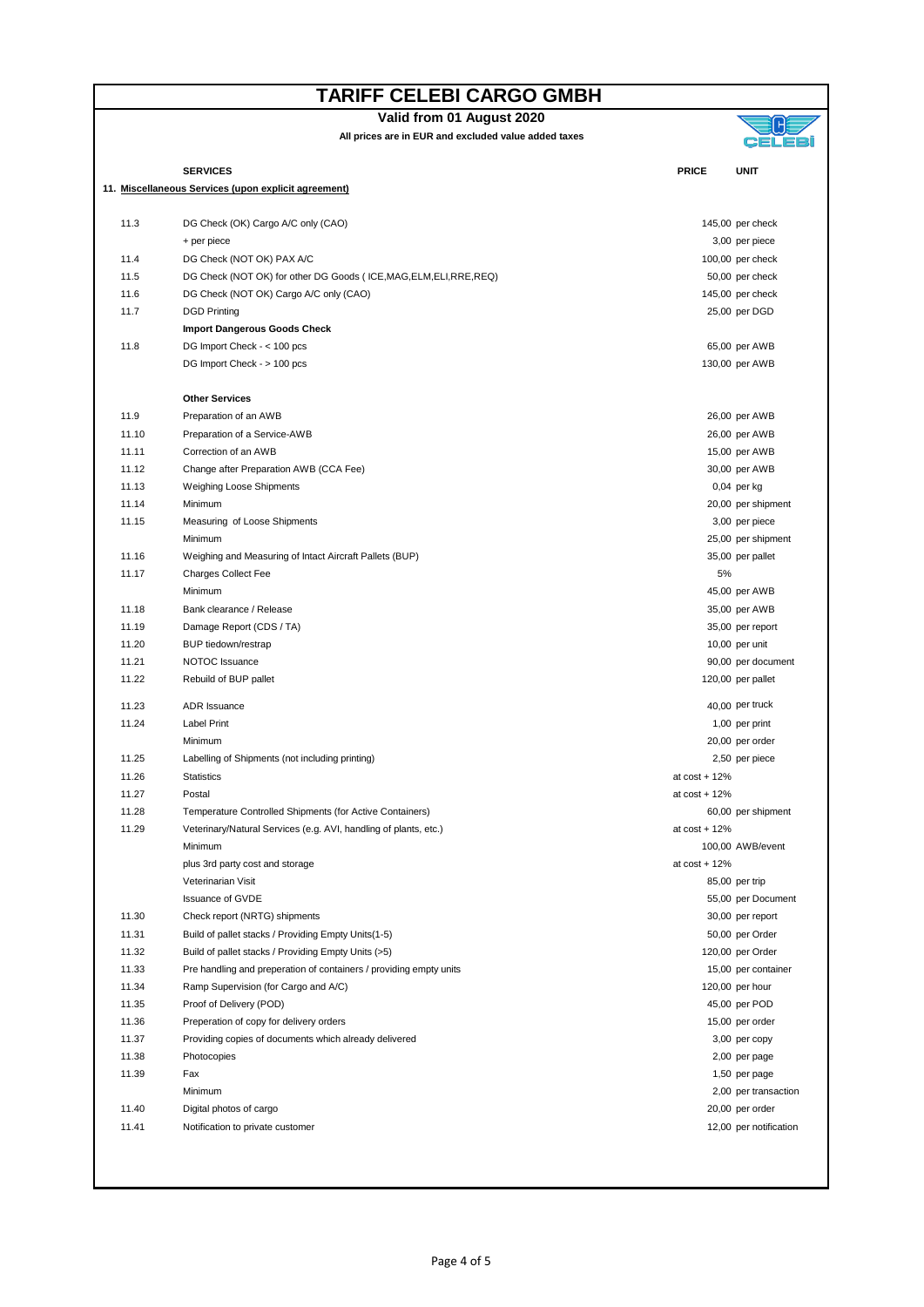# TARIFF CELEBI CARGO GMBH

**Valid from 01 August 2020**

**All prices are in EUR and excluded value added taxes**

| | SERVICES | PRICE | UNIT |
|---|---|---|---|
| **11.** | **Miscellaneous Services (upon explicit agreement)** | | |
| 11.3 | DG Check (OK) Cargo A/C only (CAO) | 145,00 | per check |
| | + per piece | 3,00 | per piece |
| 11.4 | DG Check (NOT OK) PAX A/C | 100,00 | per check |
| 11.5 | DG Check (NOT OK) for other DG Goods ( ICE,MAG,ELM,ELI,RRE,REQ) | 50,00 | per check |
| 11.6 | DG Check (NOT OK) Cargo A/C only (CAO) | 145,00 | per check |
| 11.7 | DGD Printing | 25,00 | per DGD |
| | **Import Dangerous Goods Check** | | |
| 11.8 | DG Import Check - < 100 pcs | 65,00 | per AWB |
| | DG Import Check - > 100 pcs | 130,00 | per AWB |
| | **Other Services** | | |
| 11.9 | Preparation of an AWB | 26,00 | per AWB |
| 11.10 | Preparation of a Service-AWB | 26,00 | per AWB |
| 11.11 | Correction of an AWB | 15,00 | per AWB |
| 11.12 | Change after Preparation AWB (CCA Fee) | 30,00 | per AWB |
| 11.13 | Weighing Loose Shipments | 0,04 | per kg |
| 11.14 | Minimum | 20,00 | per shipment |
| 11.15 | Measuring of Loose Shipments | 3,00 | per piece |
| | Minimum | 25,00 | per shipment |
| 11.16 | Weighing and Measuring of Intact Aircraft Pallets (BUP) | 35,00 | per pallet |
| 11.17 | Charges Collect Fee | 5% | |
| | Minimum | 45,00 | per AWB |
| 11.18 | Bank clearance / Release | 35,00 | per AWB |
| 11.19 | Damage Report (CDS / TA) | 35,00 | per report |
| 11.20 | BUP tiedown/restrap | 10,00 | per unit |
| 11.21 | NOTOC Issuance | 90,00 | per document |
| 11.22 | Rebuild of BUP pallet | 120,00 | per pallet |
| 11.23 | ADR Issuance | 40,00 | per truck |
| 11.24 | Label Print | 1,00 | per print |
| | Minimum | 20,00 | per order |
| 11.25 | Labelling of Shipments (not including printing) | 2,50 | per piece |
| 11.26 | Statistics | at cost + 12% | |
| 11.27 | Postal | at cost + 12% | |
| 11.28 | Temperature Controlled Shipments (for Active Containers) | 60,00 | per shipment |
| 11.29 | Veterinary/Natural Services (e.g. AVI, handling of plants, etc.) | at cost + 12% | |
| | Minimum | 100,00 | AWB/event |
| | plus 3rd party cost and storage | at cost + 12% | |
| | Veterinarian Visit | 85,00 | per trip |
| | Issuance of GVDE | 55,00 | per Document |
| 11.30 | Check report (NRTG) shipments | 30,00 | per report |
| 11.31 | Build of pallet stacks / Providing Empty Units(1-5) | 50,00 | per Order |
| 11.32 | Build of pallet stacks / Providing Empty Units (>5) | 120,00 | per Order |
| 11.33 | Pre handling and preperation of containers / providing empty units | 15,00 | per container |
| 11.34 | Ramp Supervision (for Cargo and A/C) | 120,00 | per hour |
| 11.35 | Proof of Delivery (POD) | 45,00 | per POD |
| 11.36 | Preperation of copy for delivery orders | 15,00 | per order |
| 11.37 | Providing copies of documents which already delivered | 3,00 | per copy |
| 11.38 | Photocopies | 2,00 | per page |
| 11.39 | Fax | 1,50 | per page |
| | Minimum | 2,00 | per transaction |
| 11.40 | Digital photos of cargo | 20,00 | per order |
| 11.41 | Notification to private customer | 12,00 | per notification |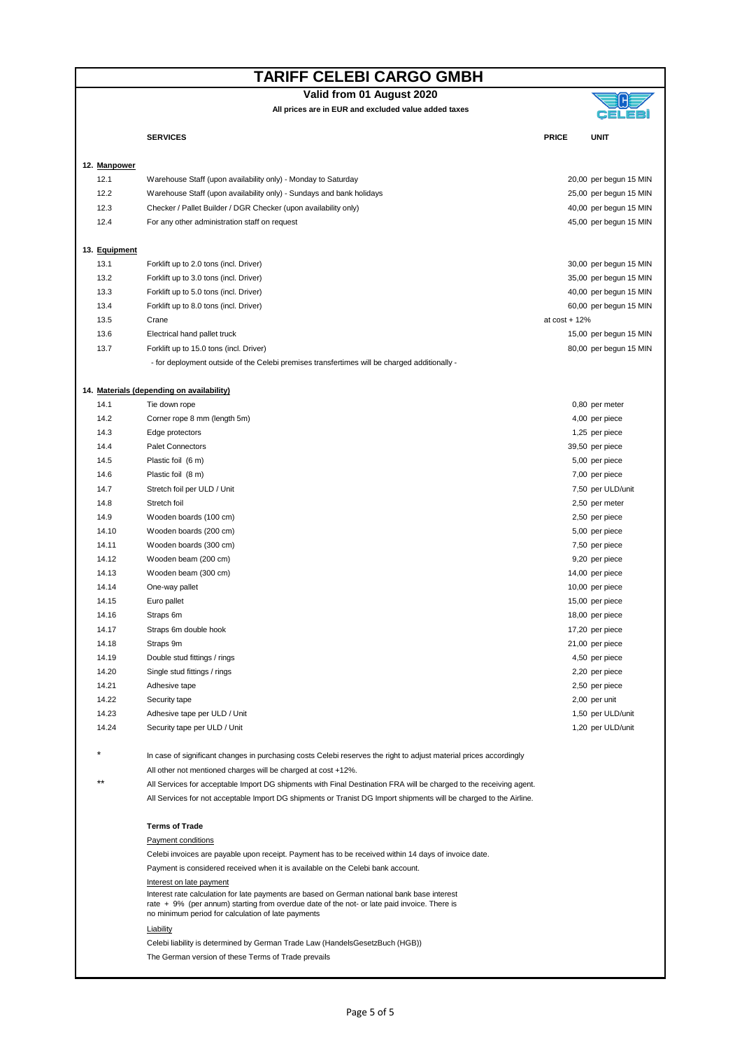# TARIFF CELEBI CARGO GMBH

**Valid from 01 August 2020**

**All prices are in EUR and excluded value added taxes**

| | SERVICES | PRICE | UNIT |
|---|---|---|---|
| **12. Manpower** | | | |
| 12.1 | Warehouse Staff (upon availability only) - Monday to Saturday | 20,00 | per begun 15 MIN |
| 12.2 | Warehouse Staff (upon availability only) - Sundays and bank holidays | 25,00 | per begun 15 MIN |
| 12.3 | Checker / Pallet Builder / DGR Checker (upon availability only) | 40,00 | per begun 15 MIN |
| 12.4 | For any other administration staff on request | 45,00 | per begun 15 MIN |
| **13. Equipment** | | | |
| 13.1 | Forklift up to 2.0 tons (incl. Driver) | 30,00 | per begun 15 MIN |
| 13.2 | Forklift up to 3.0 tons (incl. Driver) | 35,00 | per begun 15 MIN |
| 13.3 | Forklift up to 5.0 tons (incl. Driver) | 40,00 | per begun 15 MIN |
| 13.4 | Forklift up to 8.0 tons (incl. Driver) | 60,00 | per begun 15 MIN |
| 13.5 | Crane | at cost + 12% | |
| 13.6 | Electrical hand pallet truck | 15,00 | per begun 15 MIN |
| 13.7 | Forklift up to 15.0 tons (incl. Driver) | 80,00 | per begun 15 MIN |
| | - for deployment outside of the Celebi premises transfertimes will be charged additionally - | | |
| **14. Materials (depending on availability)** | | | |
| 14.1 | Tie down rope | 0,80 | per meter |
| 14.2 | Corner rope 8 mm (length 5m) | 4,00 | per piece |
| 14.3 | Edge protectors | 1,25 | per piece |
| 14.4 | Palet Connectors | 39,50 | per piece |
| 14.5 | Plastic foil (6 m) | 5,00 | per piece |
| 14.6 | Plastic foil (8 m) | 7,00 | per piece |
| 14.7 | Stretch foil per ULD / Unit | 7,50 | per ULD/unit |
| 14.8 | Stretch foil | 2,50 | per meter |
| 14.9 | Wooden boards (100 cm) | 2,50 | per piece |
| 14.10 | Wooden boards (200 cm) | 5,00 | per piece |
| 14.11 | Wooden boards (300 cm) | 7,50 | per piece |
| 14.12 | Wooden beam (200 cm) | 9,20 | per piece |
| 14.13 | Wooden beam (300 cm) | 14,00 | per piece |
| 14.14 | One-way pallet | 10,00 | per piece |
| 14.15 | Euro pallet | 15,00 | per piece |
| 14.16 | Straps 6m | 18,00 | per piece |
| 14.17 | Straps 6m double hook | 17,20 | per piece |
| 14.18 | Straps 9m | 21,00 | per piece |
| 14.19 | Double stud fittings / rings | 4,50 | per piece |
| 14.20 | Single stud fittings / rings | 2,20 | per piece |
| 14.21 | Adhesive tape | 2,50 | per piece |
| 14.22 | Security tape | 2,00 | per unit |
| 14.23 | Adhesive tape per ULD / Unit | 1,50 | per ULD/unit |
| 14.24 | Security tape per ULD / Unit | 1,20 | per ULD/unit |

\* In case of significant changes in purchasing costs Celebi reserves the right to adjust material prices accordingly

All other not mentioned charges will be charged at cost +12%.

\*\* All Services for acceptable Import DG shipments with Final Destination FRA will be charged to the receiving agent.

All Services for not acceptable Import DG shipments or Tranist DG Import shipments will be charged to the Airline.

**Terms of Trade**

Payment conditions

Celebi invoices are payable upon receipt. Payment has to be received within 14 days of invoice date.

Payment is considered received when it is available on the Celebi bank account.

Interest on late payment

Interest rate calculation for late payments are based on German national bank base interest rate + 9% (per annum) starting from overdue date of the not- or late paid invoice. There is no minimum period for calculation of late payments

Liability

Celebi liability is determined by German Trade Law (HandelsGesetzBuch (HGB))

The German version of these Terms of Trade prevails